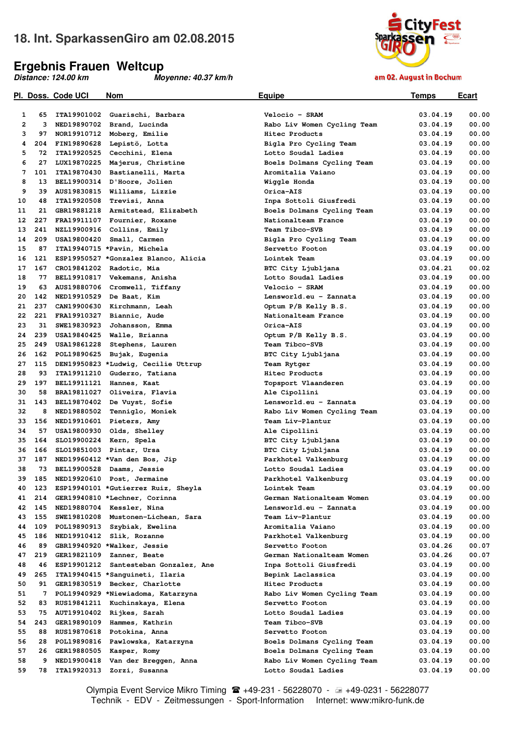# 18. Int. SparkassenGiro am 02.08.2015

## Ergebnis Frauen Weltcup

***Distance: 124.00 km*** ***Moyenne: 40.37 km/h***

am 02. August in Bochum

| Pl. | Doss. | Code UCI | Nom | Equipe | Temps | Ecart |
|---|---|---|---|---|---|---|
| 1 | 65 | ITA19901002 | Guarischi, Barbara | Velocio - SRAM | 03.04.19 | 00.00 |
| 2 | 3 | NED19890702 | Brand, Lucinda | Rabo Liv Women Cycling Team | 03.04.19 | 00.00 |
| 3 | 97 | NOR19910712 | Moberg, Emilie | Hitec Products | 03.04.19 | 00.00 |
| 4 | 204 | FIN19890628 | Lepistö, Lotta | Bigla Pro Cycling Team | 03.04.19 | 00.00 |
| 5 | 72 | ITA19920525 | Cecchini, Elena | Lotto Soudal Ladies | 03.04.19 | 00.00 |
| 6 | 27 | LUX19870225 | Majerus, Christine | Boels Dolmans Cycling Team | 03.04.19 | 00.00 |
| 7 | 101 | ITA19870430 | Bastianelli, Marta | Aromitalia Vaiano | 03.04.19 | 00.00 |
| 8 | 13 | BEL19900314 | D'Hoore, Jolien | Wiggle Honda | 03.04.19 | 00.00 |
| 9 | 39 | AUS19830815 | Williams, Lizzie | Orica-AIS | 03.04.19 | 00.00 |
| 10 | 48 | ITA19920508 | Trevisi, Anna | Inpa Sottoli Giusfredi | 03.04.19 | 00.00 |
| 11 | 21 | GBR19881218 | Armitstead, Elizabeth | Boels Dolmans Cycling Team | 03.04.19 | 00.00 |
| 12 | 227 | FRA19911107 | Fournier, Roxane | Nationalteam France | 03.04.19 | 00.00 |
| 13 | 241 | NZL19900916 | Collins, Emily | Team Tibco-SVB | 03.04.19 | 00.00 |
| 14 | 209 | USA19800420 | Small, Carmen | Bigla Pro Cycling Team | 03.04.19 | 00.00 |
| 15 | 87 | ITA19940715 | *Pavin, Michela | Servetto Footon | 03.04.19 | 00.00 |
| 16 | 121 | ESP19950527 | *Gonzalez Blanco, Alicia | Lointek Team | 03.04.19 | 00.00 |
| 17 | 167 | CRO19841202 | Radotic, Mia | BTC City Ljubljana | 03.04.21 | 00.02 |
| 18 | 77 | BEL19910817 | Vekemans, Anisha | Lotto Soudal Ladies | 03.04.19 | 00.00 |
| 19 | 63 | AUS19880706 | Cromwell, Tiffany | Velocio - SRAM | 03.04.19 | 00.00 |
| 20 | 142 | NED19910529 | De Baat, Kim | Lensworld.eu - Zannata | 03.04.19 | 00.00 |
| 21 | 237 | CAN19900630 | Kirchmann, Leah | Optum P/B Kelly B.S. | 03.04.19 | 00.00 |
| 22 | 221 | FRA19910327 | Biannic, Aude | Nationalteam France | 03.04.19 | 00.00 |
| 23 | 31 | SWE19830923 | Johansson, Emma | Orica-AIS | 03.04.19 | 00.00 |
| 24 | 239 | USA19840425 | Walle, Brianna | Optum P/B Kelly B.S. | 03.04.19 | 00.00 |
| 25 | 249 | USA19861228 | Stephens, Lauren | Team Tibco-SVB | 03.04.19 | 00.00 |
| 26 | 162 | POL19890625 | Bujak, Eugenia | BTC City Ljubljana | 03.04.19 | 00.00 |
| 27 | 115 | DEN19950823 | *Ludwig, Cecilie Uttrup | Team Rytger | 03.04.19 | 00.00 |
| 28 | 93 | ITA19911210 | Guderzo, Tatiana | Hitec Products | 03.04.19 | 00.00 |
| 29 | 197 | BEL19911121 | Hannes, Kaat | Topsport Vlaanderen | 03.04.19 | 00.00 |
| 30 | 58 | BRA19811027 | Oliveira, Flavia | Ale Cipollini | 03.04.19 | 00.00 |
| 31 | 143 | BEL19870402 | De Vuyst, Sofie | Lensworld.eu - Zannata | 03.04.19 | 00.00 |
| 32 | 8 | NED19880502 | Tenniglo, Moniek | Rabo Liv Women Cycling Team | 03.04.19 | 00.00 |
| 33 | 156 | NED19910601 | Pieters, Amy | Team Liv-Plantur | 03.04.19 | 00.00 |
| 34 | 57 | USA19800930 | Olds, Shelley | Ale Cipollini | 03.04.19 | 00.00 |
| 35 | 164 | SLO19900224 | Kern, Spela | BTC City Ljubljana | 03.04.19 | 00.00 |
| 36 | 166 | SLO19851003 | Pintar, Ursa | BTC City Ljubljana | 03.04.19 | 00.00 |
| 37 | 187 | NED19960412 | *Van den Bos, Jip | Parkhotel Valkenburg | 03.04.19 | 00.00 |
| 38 | 73 | BEL19900528 | Daams, Jessie | Lotto Soudal Ladies | 03.04.19 | 00.00 |
| 39 | 185 | NED19920610 | Post, Jermaine | Parkhotel Valkenburg | 03.04.19 | 00.00 |
| 40 | 123 | ESP19940101 | *Gutierrez Ruiz, Sheyla | Lointek Team | 03.04.19 | 00.00 |
| 41 | 214 | GER19940810 | *Lechner, Corinna | German Nationalteam Women | 03.04.19 | 00.00 |
| 42 | 145 | NED19880704 | Kessler, Nina | Lensworld.eu - Zannata | 03.04.19 | 00.00 |
| 43 | 155 | SWE19810208 | Mustonen-Lichean, Sara | Team Liv-Plantur | 03.04.19 | 00.00 |
| 44 | 109 | POL19890913 | Szybiak, Ewelina | Aromitalia Vaiano | 03.04.19 | 00.00 |
| 45 | 186 | NED19910412 | Slik, Rozanne | Parkhotel Valkenburg | 03.04.19 | 00.00 |
| 46 | 89 | GBR19940920 | *Walker, Jessie | Servetto Footon | 03.04.26 | 00.07 |
| 47 | 219 | GER19821109 | Zanner, Beate | German Nationalteam Women | 03.04.26 | 00.07 |
| 48 | 46 | ESP19901212 | Santesteban Gonzalez, Ane | Inpa Sottoli Giusfredi | 03.04.19 | 00.00 |
| 49 | 265 | ITA19940415 | *Sanguineti, Ilaria | Bepink Laclassica | 03.04.19 | 00.00 |
| 50 | 91 | GER19830519 | Becker, Charlotte | Hitec Products | 03.04.19 | 00.00 |
| 51 | 7 | POL19940929 | *Niewiadoma, Katarzyna | Rabo Liv Women Cycling Team | 03.04.19 | 00.00 |
| 52 | 83 | RUS19841211 | Kuchinskaya, Elena | Servetto Footon | 03.04.19 | 00.00 |
| 53 | 75 | AUT19910402 | Rijkes, Sarah | Lotto Soudal Ladies | 03.04.19 | 00.00 |
| 54 | 243 | GER19890109 | Hammes, Kathrin | Team Tibco-SVB | 03.04.19 | 00.00 |
| 55 | 88 | RUS19870618 | Potokina, Anna | Servetto Footon | 03.04.19 | 00.00 |
| 56 | 28 | POL19890816 | Pawlowska, Katarzyna | Boels Dolmans Cycling Team | 03.04.19 | 00.00 |
| 57 | 26 | GER19880505 | Kasper, Romy | Boels Dolmans Cycling Team | 03.04.19 | 00.00 |
| 58 | 9 | NED19900418 | Van der Breggen, Anna | Rabo Liv Women Cycling Team | 03.04.19 | 00.00 |
| 59 | 78 | ITA19920313 | Zorzi, Susanna | Lotto Soudal Ladies | 03.04.19 | 00.00 |

Olympia Event Service Mikro Timing ☎ +49-231 - 56228070 - +49-0231 - 56228077
Technik - EDV - Zeitmessungen - Sport-Information Internet: www.mikro-funk.de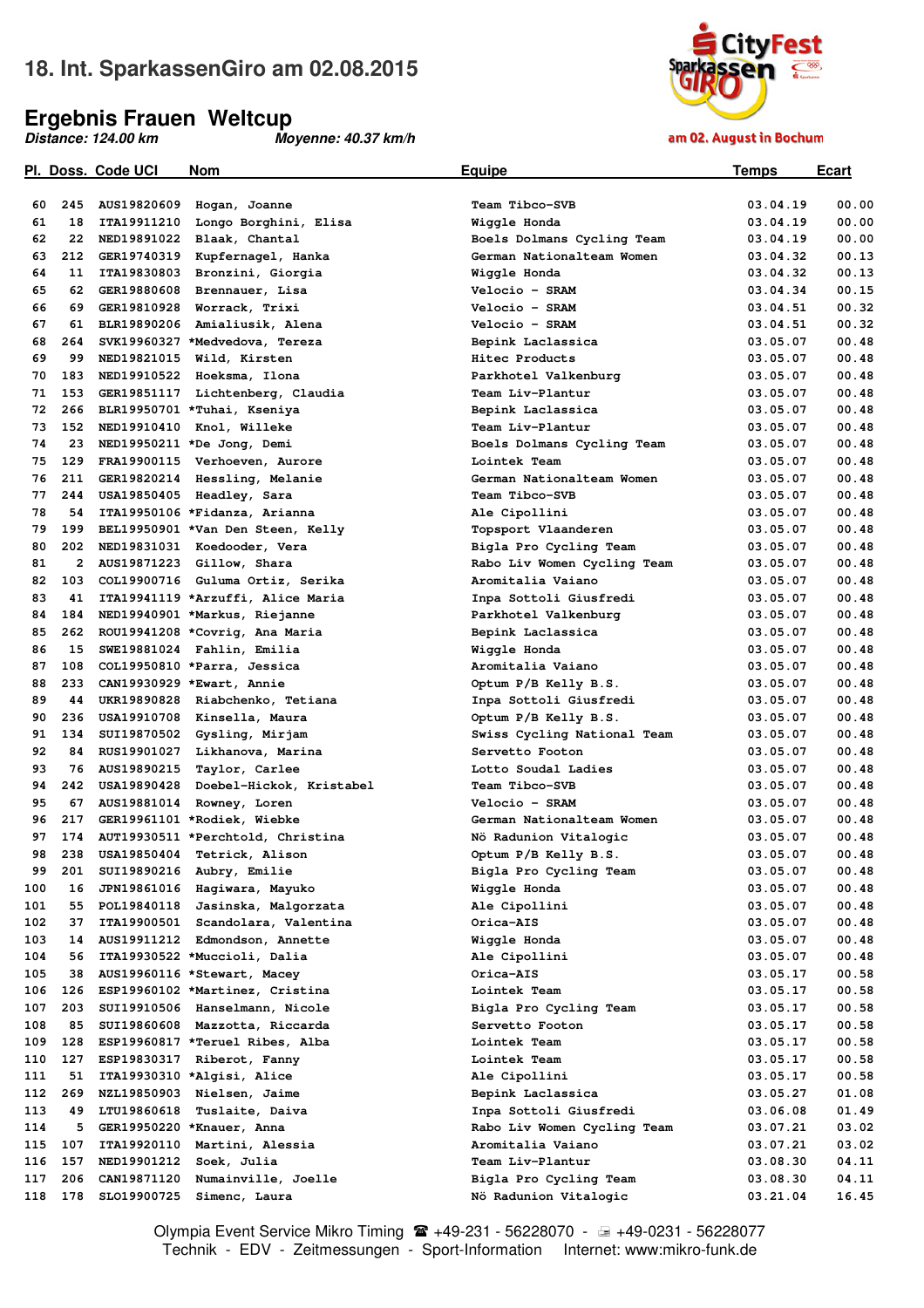# 18. Int. SparkassenGiro am 02.08.2015

## Ergebnis Frauen Weltcup

*Distance: 124.00 km* *Moyenne: 40.37 km/h*

| Pl. | Doss. | Code UCI | Nom | Equipe | Temps | Ecart |
|---|---|---|---|---|---|---|
| 60 | 245 | AUS19820609 | Hogan, Joanne | Team Tibco-SVB | 03.04.19 | 00.00 |
| 61 | 18 | ITA19911210 | Longo Borghini, Elisa | Wiggle Honda | 03.04.19 | 00.00 |
| 62 | 22 | NED19891022 | Blaak, Chantal | Boels Dolmans Cycling Team | 03.04.19 | 00.00 |
| 63 | 212 | GER19740319 | Kupfernagel, Hanka | German Nationalteam Women | 03.04.32 | 00.13 |
| 64 | 11 | ITA19830803 | Bronzini, Giorgia | Wiggle Honda | 03.04.32 | 00.13 |
| 65 | 62 | GER19880608 | Brennauer, Lisa | Velocio - SRAM | 03.04.34 | 00.15 |
| 66 | 69 | GER19810928 | Worrack, Trixi | Velocio - SRAM | 03.04.51 | 00.32 |
| 67 | 61 | BLR19890206 | Amialiusik, Alena | Velocio - SRAM | 03.04.51 | 00.32 |
| 68 | 264 | SVK19960327 | *Medvedova, Tereza | Bepink Laclassica | 03.05.07 | 00.48 |
| 69 | 99 | NED19821015 | Wild, Kirsten | Hitec Products | 03.05.07 | 00.48 |
| 70 | 183 | NED19910522 | Hoeksma, Ilona | Parkhotel Valkenburg | 03.05.07 | 00.48 |
| 71 | 153 | GER19851117 | Lichtenberg, Claudia | Team Liv-Plantur | 03.05.07 | 00.48 |
| 72 | 266 | BLR19950701 | *Tuhai, Kseniya | Bepink Laclassica | 03.05.07 | 00.48 |
| 73 | 152 | NED19910410 | Knol, Willeke | Team Liv-Plantur | 03.05.07 | 00.48 |
| 74 | 23 | NED19950211 | *De Jong, Demi | Boels Dolmans Cycling Team | 03.05.07 | 00.48 |
| 75 | 129 | FRA19900115 | Verhoeven, Aurore | Lointek Team | 03.05.07 | 00.48 |
| 76 | 211 | GER19820214 | Hessling, Melanie | German Nationalteam Women | 03.05.07 | 00.48 |
| 77 | 244 | USA19850405 | Headley, Sara | Team Tibco-SVB | 03.05.07 | 00.48 |
| 78 | 54 | ITA19950106 | *Fidanza, Arianna | Ale Cipollini | 03.05.07 | 00.48 |
| 79 | 199 | BEL19950901 | *Van Den Steen, Kelly | Topsport Vlaanderen | 03.05.07 | 00.48 |
| 80 | 202 | NED19831031 | Koedooder, Vera | Bigla Pro Cycling Team | 03.05.07 | 00.48 |
| 81 | 2 | AUS19871223 | Gillow, Shara | Rabo Liv Women Cycling Team | 03.05.07 | 00.48 |
| 82 | 103 | COL19900716 | Guluma Ortiz, Serika | Aromitalia Vaiano | 03.05.07 | 00.48 |
| 83 | 41 | ITA19941119 | *Arzuffi, Alice Maria | Inpa Sottoli Giusfredi | 03.05.07 | 00.48 |
| 84 | 184 | NED19940901 | *Markus, Riejanne | Parkhotel Valkenburg | 03.05.07 | 00.48 |
| 85 | 262 | ROU19941208 | *Covrig, Ana Maria | Bepink Laclassica | 03.05.07 | 00.48 |
| 86 | 15 | SWE19881024 | Fahlin, Emilia | Wiggle Honda | 03.05.07 | 00.48 |
| 87 | 108 | COL19950810 | *Parra, Jessica | Aromitalia Vaiano | 03.05.07 | 00.48 |
| 88 | 233 | CAN19930929 | *Ewart, Annie | Optum P/B Kelly B.S. | 03.05.07 | 00.48 |
| 89 | 44 | UKR19890828 | Riabchenko, Tetiana | Inpa Sottoli Giusfredi | 03.05.07 | 00.48 |
| 90 | 236 | USA19910708 | Kinsella, Maura | Optum P/B Kelly B.S. | 03.05.07 | 00.48 |
| 91 | 134 | SUI19870502 | Gysling, Mirjam | Swiss Cycling National Team | 03.05.07 | 00.48 |
| 92 | 84 | RUS19901027 | Likhanova, Marina | Servetto Footon | 03.05.07 | 00.48 |
| 93 | 76 | AUS19890215 | Taylor, Carlee | Lotto Soudal Ladies | 03.05.07 | 00.48 |
| 94 | 242 | USA19890428 | Doebel-Hickok, Kristabel | Team Tibco-SVB | 03.05.07 | 00.48 |
| 95 | 67 | AUS19881014 | Rowney, Loren | Velocio - SRAM | 03.05.07 | 00.48 |
| 96 | 217 | GER19961101 | *Rodiek, Wiebke | German Nationalteam Women | 03.05.07 | 00.48 |
| 97 | 174 | AUT19930511 | *Perchtold, Christina | Nö Radunion Vitalogic | 03.05.07 | 00.48 |
| 98 | 238 | USA19850404 | Tetrick, Alison | Optum P/B Kelly B.S. | 03.05.07 | 00.48 |
| 99 | 201 | SUI19890216 | Aubry, Emilie | Bigla Pro Cycling Team | 03.05.07 | 00.48 |
| 100 | 16 | JPN19861016 | Hagiwara, Mayuko | Wiggle Honda | 03.05.07 | 00.48 |
| 101 | 55 | POL19840118 | Jasinska, Malgorzata | Ale Cipollini | 03.05.07 | 00.48 |
| 102 | 37 | ITA19900501 | Scandolara, Valentina | Orica-AIS | 03.05.07 | 00.48 |
| 103 | 14 | AUS19911212 | Edmondson, Annette | Wiggle Honda | 03.05.07 | 00.48 |
| 104 | 56 | ITA19930522 | *Muccioli, Dalia | Ale Cipollini | 03.05.07 | 00.48 |
| 105 | 38 | AUS19960116 | *Stewart, Macey | Orica-AIS | 03.05.17 | 00.58 |
| 106 | 126 | ESP19960102 | *Martinez, Cristina | Lointek Team | 03.05.17 | 00.58 |
| 107 | 203 | SUI19910506 | Hanselmann, Nicole | Bigla Pro Cycling Team | 03.05.17 | 00.58 |
| 108 | 85 | SUI19860608 | Mazzotta, Riccarda | Servetto Footon | 03.05.17 | 00.58 |
| 109 | 128 | ESP19960817 | *Teruel Ribes, Alba | Lointek Team | 03.05.17 | 00.58 |
| 110 | 127 | ESP19830317 | Riberot, Fanny | Lointek Team | 03.05.17 | 00.58 |
| 111 | 51 | ITA19930310 | *Algisi, Alice | Ale Cipollini | 03.05.17 | 00.58 |
| 112 | 269 | NZL19850903 | Nielsen, Jaime | Bepink Laclassica | 03.05.27 | 01.08 |
| 113 | 49 | LTU19860618 | Tuslaite, Daiva | Inpa Sottoli Giusfredi | 03.06.08 | 01.49 |
| 114 | 5 | GER19950220 | *Knauer, Anna | Rabo Liv Women Cycling Team | 03.07.21 | 03.02 |
| 115 | 107 | ITA19920110 | Martini, Alessia | Aromitalia Vaiano | 03.07.21 | 03.02 |
| 116 | 157 | NED19901212 | Soek, Julia | Team Liv-Plantur | 03.08.30 | 04.11 |
| 117 | 206 | CAN19871120 | Numainville, Joelle | Bigla Pro Cycling Team | 03.08.30 | 04.11 |
| 118 | 178 | SLO19900725 | Simenc, Laura | Nö Radunion Vitalogic | 03.21.04 | 16.45 |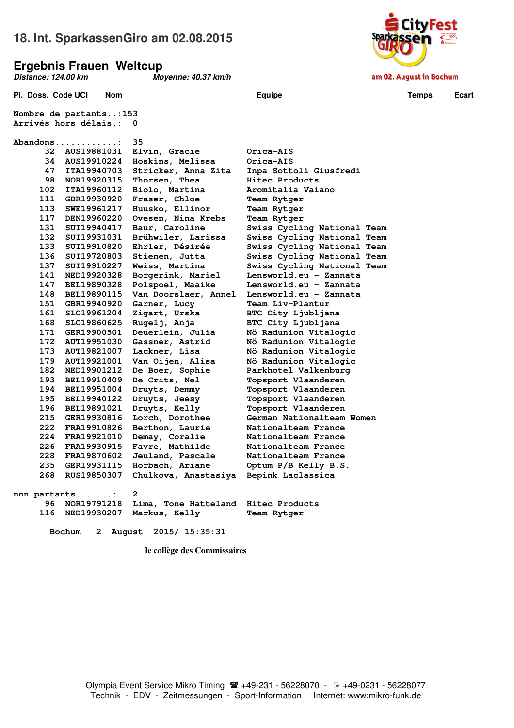# 18. Int. SparkassenGiro am 02.08.2015

## Ergebnis Frauen Weltcup

*Distance: 124.00 km* *Moyenne: 40.37 km/h*

am 02. August in Bochum

| Pl. | Doss. | Code UCI | Nom | Equipe | Temps | Ecart |
|---|---|---|---|---|---|---|

Nombre de partants..:153
Arrivés hors délais.: 0

Abandons............: 35

| | | | |
|---|---|---|---|
| 32 | AUS19881031 | Elvin, Gracie | Orica-AIS |
| 34 | AUS19910224 | Hoskins, Melissa | Orica-AIS |
| 47 | ITA19940703 | Stricker, Anna Zita | Inpa Sottoli Giusfredi |
| 98 | NOR19920315 | Thorsen, Thea | Hitec Products |
| 102 | ITA19960112 | Biolo, Martina | Aromitalia Vaiano |
| 111 | GBR19930920 | Fraser, Chloe | Team Rytger |
| 113 | SWE19961217 | Huusko, Ellinor | Team Rytger |
| 117 | DEN19960220 | Ovesen, Nina Krebs | Team Rytger |
| 131 | SUI19940417 | Baur, Caroline | Swiss Cycling National Team |
| 132 | SUI19931031 | Brühwiler, Larissa | Swiss Cycling National Team |
| 133 | SUI19910820 | Ehrler, Désirée | Swiss Cycling National Team |
| 136 | SUI19720803 | Stienen, Jutta | Swiss Cycling National Team |
| 137 | SUI19910227 | Weiss, Martina | Swiss Cycling National Team |
| 141 | NED19920328 | Borgerink, Mariel | Lensworld.eu - Zannata |
| 147 | BEL19890328 | Polspoel, Maaike | Lensworld.eu - Zannata |
| 148 | BEL19890115 | Van Doorslaer, Annel | Lensworld.eu - Zannata |
| 151 | GBR19940920 | Garner, Lucy | Team Liv-Plantur |
| 161 | SLO19961204 | Zigart, Urska | BTC City Ljubljana |
| 168 | SLO19860625 | Rugelj, Anja | BTC City Ljubljana |
| 171 | GER19900501 | Deuerlein, Julia | Nö Radunion Vitalogic |
| 172 | AUT19951030 | Gassner, Astrid | Nö Radunion Vitalogic |
| 173 | AUT19821007 | Lackner, Lisa | Nö Radunion Vitalogic |
| 179 | AUT19921001 | Van Oijen, Alisa | Nö Radunion Vitalogic |
| 182 | NED19901212 | De Boer, Sophie | Parkhotel Valkenburg |
| 193 | BEL19910409 | De Crits, Nel | Topsport Vlaanderen |
| 194 | BEL19951004 | Druyts, Demmy | Topsport Vlaanderen |
| 195 | BEL19940122 | Druyts, Jeesy | Topsport Vlaanderen |
| 196 | BEL19891021 | Druyts, Kelly | Topsport Vlaanderen |
| 215 | GER19930816 | Lorch, Dorothee | German Nationalteam Women |
| 222 | FRA19910826 | Berthon, Laurie | Nationalteam France |
| 224 | FRA19921010 | Demay, Coralie | Nationalteam France |
| 226 | FRA19930915 | Favre, Mathilde | Nationalteam France |
| 228 | FRA19870602 | Jeuland, Pascale | Nationalteam France |
| 235 | GER19931115 | Horbach, Ariane | Optum P/B Kelly B.S. |
| 268 | RUS19850307 | Chulkova, Anastasiya | Bepink Laclassica |

non partants.......: 2

| | | | |
|---|---|---|---|
| 96 | NOR19791218 | Lima, Tone Hatteland | Hitec Products |
| 116 | NED19930207 | Markus, Kelly | Team Rytger |

Bochum 2 August 2015/ 15:35:31

le collège des Commissaires

Olympia Event Service Mikro Timing ☎ +49-231 - 56228070 - +49-0231 - 56228077
Technik - EDV - Zeitmessungen - Sport-Information Internet: www.mikro-funk.de